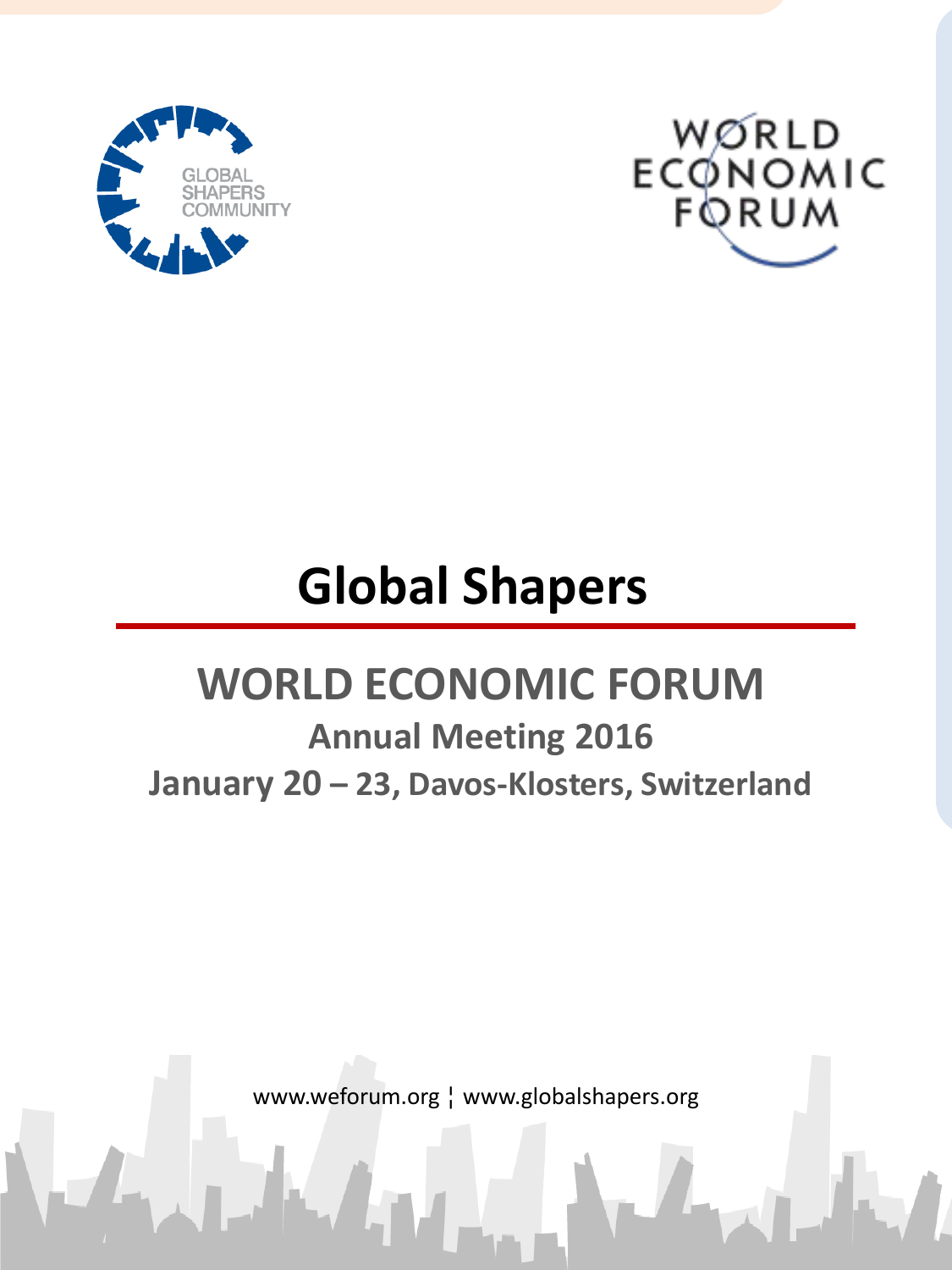GLOBAL SHAPERS COMMUNITY

WORLD ECONOMIC FORUM

# Global Shapers

## WORLD ECONOMIC FORUM

### Annual Meeting 2016

### January 20 – 23, Davos-Klosters, Switzerland

www.weforum.org ¦ www.globalshapers.org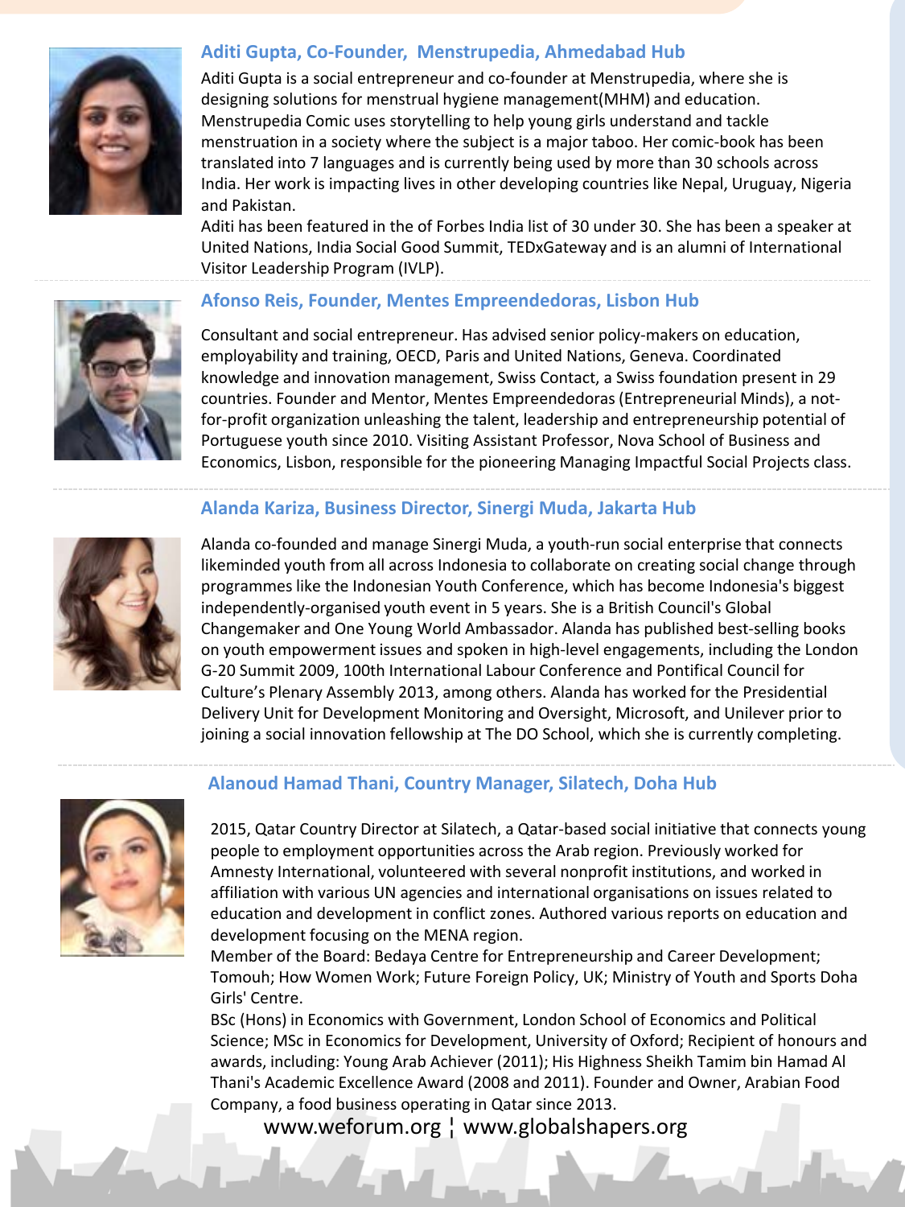### Aditi Gupta, Co-Founder, Menstrupedia, Ahmedabad Hub

Aditi Gupta is a social entrepreneur and co-founder at Menstrupedia, where she is designing solutions for menstrual hygiene management(MHM) and education. Menstrupedia Comic uses storytelling to help young girls understand and tackle menstruation in a society where the subject is a major taboo. Her comic-book has been translated into 7 languages and is currently being used by more than 30 schools across India. Her work is impacting lives in other developing countries like Nepal, Uruguay, Nigeria and Pakistan.

Aditi has been featured in the of Forbes India list of 30 under 30. She has been a speaker at United Nations, India Social Good Summit, TEDxGateway and is an alumni of International Visitor Leadership Program (IVLP).

### Afonso Reis, Founder, Mentes Empreendedoras, Lisbon Hub

Consultant and social entrepreneur. Has advised senior policy-makers on education, employability and training, OECD, Paris and United Nations, Geneva. Coordinated knowledge and innovation management, Swiss Contact, a Swiss foundation present in 29 countries. Founder and Mentor, Mentes Empreendedoras (Entrepreneurial Minds), a not-for-profit organization unleashing the talent, leadership and entrepreneurship potential of Portuguese youth since 2010. Visiting Assistant Professor, Nova School of Business and Economics, Lisbon, responsible for the pioneering Managing Impactful Social Projects class.

### Alanda Kariza, Business Director, Sinergi Muda, Jakarta Hub

Alanda co-founded and manage Sinergi Muda, a youth-run social enterprise that connects likeminded youth from all across Indonesia to collaborate on creating social change through programmes like the Indonesian Youth Conference, which has become Indonesia's biggest independently-organised youth event in 5 years. She is a British Council's Global Changemaker and One Young World Ambassador. Alanda has published best-selling books on youth empowerment issues and spoken in high-level engagements, including the London G-20 Summit 2009, 100th International Labour Conference and Pontifical Council for Culture's Plenary Assembly 2013, among others. Alanda has worked for the Presidential Delivery Unit for Development Monitoring and Oversight, Microsoft, and Unilever prior to joining a social innovation fellowship at The DO School, which she is currently completing.

### Alanoud Hamad Thani, Country Manager, Silatech, Doha Hub

2015, Qatar Country Director at Silatech, a Qatar-based social initiative that connects young people to employment opportunities across the Arab region. Previously worked for Amnesty International, volunteered with several nonprofit institutions, and worked in affiliation with various UN agencies and international organisations on issues related to education and development in conflict zones. Authored various reports on education and development focusing on the MENA region.

Member of the Board: Bedaya Centre for Entrepreneurship and Career Development; Tomouh; How Women Work; Future Foreign Policy, UK; Ministry of Youth and Sports Doha Girls' Centre.

BSc (Hons) in Economics with Government, London School of Economics and Political Science; MSc in Economics for Development, University of Oxford; Recipient of honours and awards, including: Young Arab Achiever (2011); His Highness Sheikh Tamim bin Hamad Al Thani's Academic Excellence Award (2008 and 2011). Founder and Owner, Arabian Food Company, a food business operating in Qatar since 2013.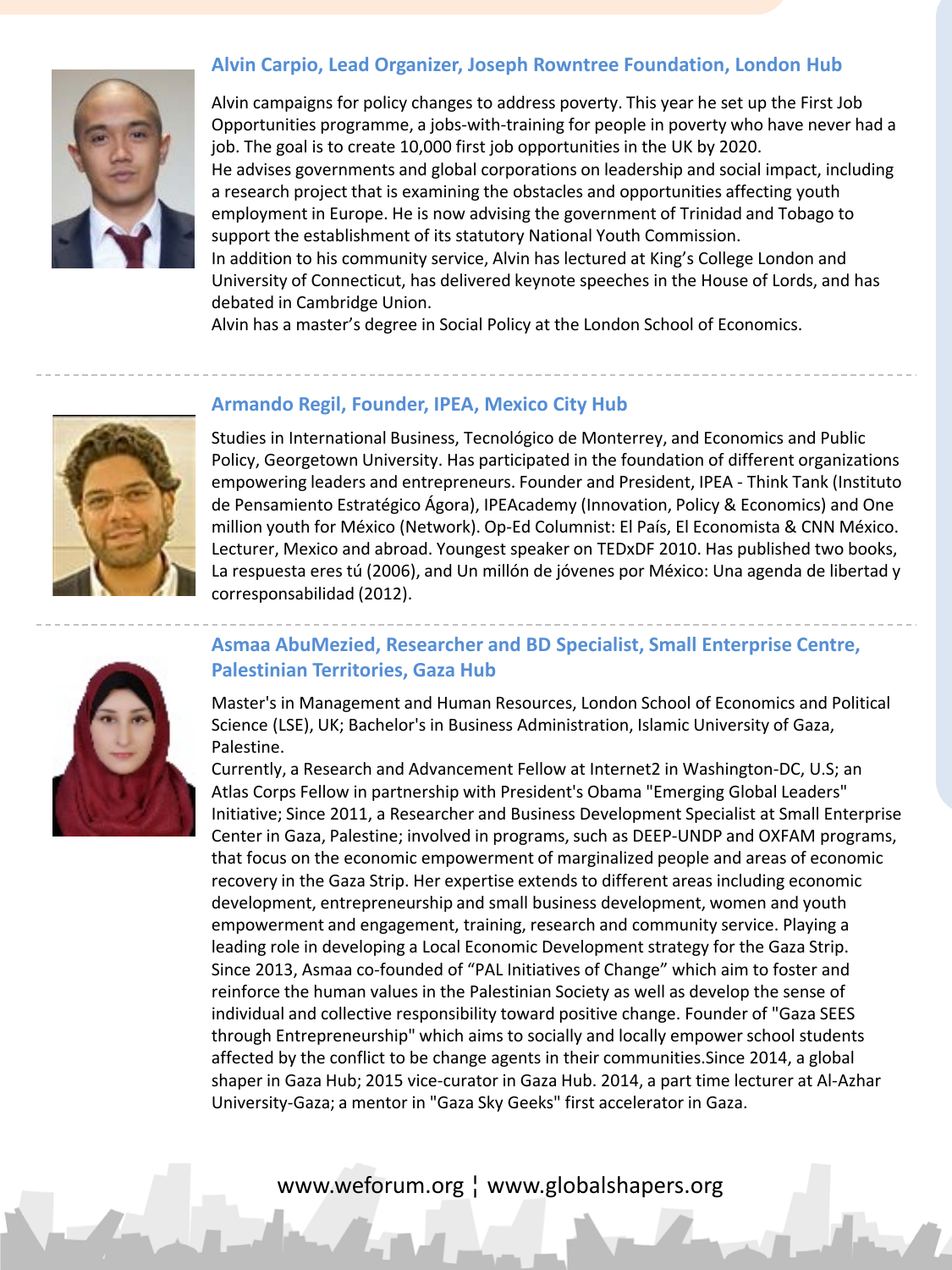### Alvin Carpio, Lead Organizer, Joseph Rowntree Foundation, London Hub

Alvin campaigns for policy changes to address poverty. This year he set up the First Job Opportunities programme, a jobs-with-training for people in poverty who have never had a job. The goal is to create 10,000 first job opportunities in the UK by 2020.
He advises governments and global corporations on leadership and social impact, including a research project that is examining the obstacles and opportunities affecting youth employment in Europe. He is now advising the government of Trinidad and Tobago to support the establishment of its statutory National Youth Commission.
In addition to his community service, Alvin has lectured at King's College London and University of Connecticut, has delivered keynote speeches in the House of Lords, and has debated in Cambridge Union.
Alvin has a master's degree in Social Policy at the London School of Economics.

---

### Armando Regil, Founder, IPEA, Mexico City Hub

Studies in International Business, Tecnológico de Monterrey, and Economics and Public Policy, Georgetown University. Has participated in the foundation of different organizations empowering leaders and entrepreneurs. Founder and President, IPEA - Think Tank (Instituto de Pensamiento Estratégico Ágora), IPEAcademy (Innovation, Policy & Economics) and One million youth for México (Network). Op-Ed Columnist: El País, El Economista & CNN México. Lecturer, Mexico and abroad. Youngest speaker on TEDxDF 2010. Has published two books, La respuesta eres tú (2006), and Un millón de jóvenes por México: Una agenda de libertad y corresponsabilidad (2012).

---

### Asmaa AbuMezied, Researcher and BD Specialist, Small Enterprise Centre, Palestinian Territories, Gaza Hub

Master's in Management and Human Resources, London School of Economics and Political Science (LSE), UK; Bachelor's in Business Administration, Islamic University of Gaza, Palestine.
Currently, a Research and Advancement Fellow at Internet2 in Washington-DC, U.S; an Atlas Corps Fellow in partnership with President's Obama "Emerging Global Leaders" Initiative; Since 2011, a Researcher and Business Development Specialist at Small Enterprise Center in Gaza, Palestine; involved in programs, such as DEEP-UNDP and OXFAM programs, that focus on the economic empowerment of marginalized people and areas of economic recovery in the Gaza Strip. Her expertise extends to different areas including economic development, entrepreneurship and small business development, women and youth empowerment and engagement, training, research and community service. Playing a leading role in developing a Local Economic Development strategy for the Gaza Strip. Since 2013, Asmaa co-founded of "PAL Initiatives of Change" which aim to foster and reinforce the human values in the Palestinian Society as well as develop the sense of individual and collective responsibility toward positive change. Founder of "Gaza SEES through Entrepreneurship" which aims to socially and locally empower school students affected by the conflict to be change agents in their communities.Since 2014, a global shaper in Gaza Hub; 2015 vice-curator in Gaza Hub. 2014, a part time lecturer at Al-Azhar University-Gaza; a mentor in "Gaza Sky Geeks" first accelerator in Gaza.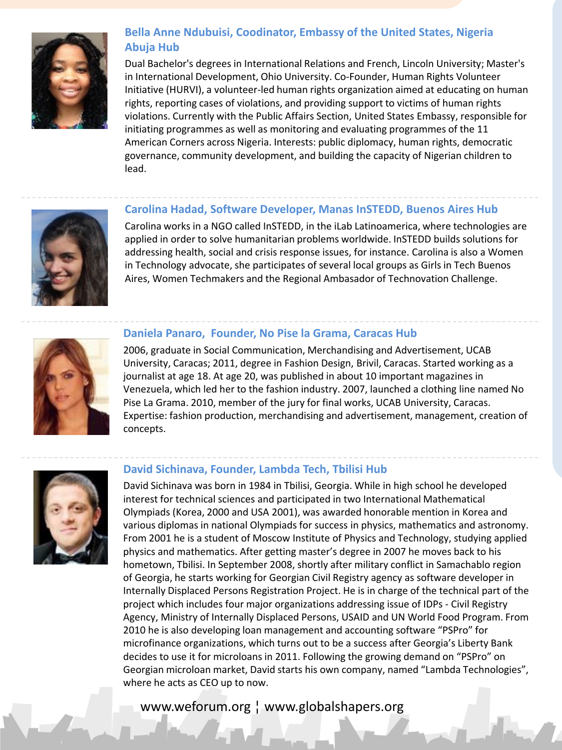### Bella Anne Ndubuisi, Coodinator, Embassy of the United States, Nigeria Abuja Hub

Dual Bachelor's degrees in International Relations and French, Lincoln University; Master's in International Development, Ohio University. Co-Founder, Human Rights Volunteer Initiative (HURVI), a volunteer-led human rights organization aimed at educating on human rights, reporting cases of violations, and providing support to victims of human rights violations. Currently with the Public Affairs Section, United States Embassy, responsible for initiating programmes as well as monitoring and evaluating programmes of the 11 American Corners across Nigeria. Interests: public diplomacy, human rights, democratic governance, community development, and building the capacity of Nigerian children to lead.

### Carolina Hadad, Software Developer, Manas InSTEDD, Buenos Aires Hub

Carolina works in a NGO called InSTEDD, in the iLab Latinoamerica, where technologies are applied in order to solve humanitarian problems worldwide. InSTEDD builds solutions for addressing health, social and crisis response issues, for instance. Carolina is also a Women in Technology advocate, she participates of several local groups as Girls in Tech Buenos Aires, Women Techmakers and the Regional Ambasador of Technovation Challenge.

### Daniela Panaro, Founder, No Pise la Grama, Caracas Hub

2006, graduate in Social Communication, Merchandising and Advertisement, UCAB University, Caracas; 2011, degree in Fashion Design, Brivil, Caracas. Started working as a journalist at age 18. At age 20, was published in about 10 important magazines in Venezuela, which led her to the fashion industry. 2007, launched a clothing line named No Pise La Grama. 2010, member of the jury for final works, UCAB University, Caracas. Expertise: fashion production, merchandising and advertisement, management, creation of concepts.

### David Sichinava, Founder, Lambda Tech, Tbilisi Hub

David Sichinava was born in 1984 in Tbilisi, Georgia. While in high school he developed interest for technical sciences and participated in two International Mathematical Olympiads (Korea, 2000 and USA 2001), was awarded honorable mention in Korea and various diplomas in national Olympiads for success in physics, mathematics and astronomy. From 2001 he is a student of Moscow Institute of Physics and Technology, studying applied physics and mathematics. After getting master's degree in 2007 he moves back to his hometown, Tbilisi. In September 2008, shortly after military conflict in Samachablo region of Georgia, he starts working for Georgian Civil Registry agency as software developer in Internally Displaced Persons Registration Project. He is in charge of the technical part of the project which includes four major organizations addressing issue of IDPs - Civil Registry Agency, Ministry of Internally Displaced Persons, USAID and UN World Food Program. From 2010 he is also developing loan management and accounting software "PSPro" for microfinance organizations, which turns out to be a success after Georgia's Liberty Bank decides to use it for microloans in 2011. Following the growing demand on "PSPro" on Georgian microloan market, David starts his own company, named "Lambda Technologies", where he acts as CEO up to now.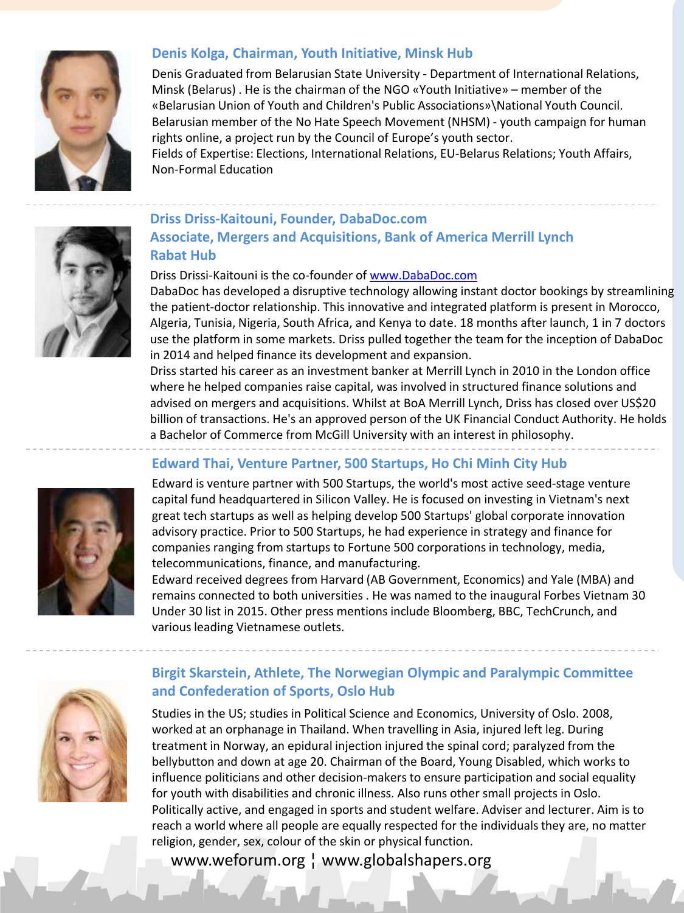### Denis Kolga, Chairman, Youth Initiative, Minsk Hub

Denis Graduated from Belarusian State University - Department of International Relations, Minsk (Belarus) . He is the chairman of the NGO «Youth Initiative» – member of the «Belarusian Union of Youth and Children's Public Associations»\National Youth Council. Belarusian member of the No Hate Speech Movement (NHSM) - youth campaign for human rights online, a project run by the Council of Europe's youth sector.
Fields of Expertise: Elections, International Relations, EU-Belarus Relations; Youth Affairs, Non-Formal Education

---

### Driss Driss-Kaitouni, Founder, DabaDoc.com
### Associate, Mergers and Acquisitions, Bank of America Merrill Lynch
### Rabat Hub

Driss Drissi-Kaitouni is the co-founder of [www.DabaDoc.com](http://www.DabaDoc.com)
DabaDoc has developed a disruptive technology allowing instant doctor bookings by streamlining the patient-doctor relationship. This innovative and integrated platform is present in Morocco, Algeria, Tunisia, Nigeria, South Africa, and Kenya to date. 18 months after launch, 1 in 7 doctors use the platform in some markets. Driss pulled together the team for the inception of DabaDoc in 2014 and helped finance its development and expansion.
Driss started his career as an investment banker at Merrill Lynch in 2010 in the London office where he helped companies raise capital, was involved in structured finance solutions and advised on mergers and acquisitions. Whilst at BoA Merrill Lynch, Driss has closed over US$20 billion of transactions. He's an approved person of the UK Financial Conduct Authority. He holds a Bachelor of Commerce from McGill University with an interest in philosophy.

---

### Edward Thai, Venture Partner, 500 Startups, Ho Chi Minh City Hub

Edward is venture partner with 500 Startups, the world's most active seed-stage venture capital fund headquartered in Silicon Valley. He is focused on investing in Vietnam's next great tech startups as well as helping develop 500 Startups' global corporate innovation advisory practice. Prior to 500 Startups, he had experience in strategy and finance for companies ranging from startups to Fortune 500 corporations in technology, media, telecommunications, finance, and manufacturing.
Edward received degrees from Harvard (AB Government, Economics) and Yale (MBA) and remains connected to both universities . He was named to the inaugural Forbes Vietnam 30 Under 30 list in 2015. Other press mentions include Bloomberg, BBC, TechCrunch, and various leading Vietnamese outlets.

---

### Birgit Skarstein, Athlete, The Norwegian Olympic and Paralympic Committee and Confederation of Sports, Oslo Hub

Studies in the US; studies in Political Science and Economics, University of Oslo. 2008, worked at an orphanage in Thailand. When travelling in Asia, injured left leg. During treatment in Norway, an epidural injection injured the spinal cord; paralyzed from the bellybutton and down at age 20. Chairman of the Board, Young Disabled, which works to influence politicians and other decision-makers to ensure participation and social equality for youth with disabilities and chronic illness. Also runs other small projects in Oslo. Politically active, and engaged in sports and student welfare. Adviser and lecturer. Aim is to reach a world where all people are equally respected for the individuals they are, no matter religion, gender, sex, colour of the skin or physical function.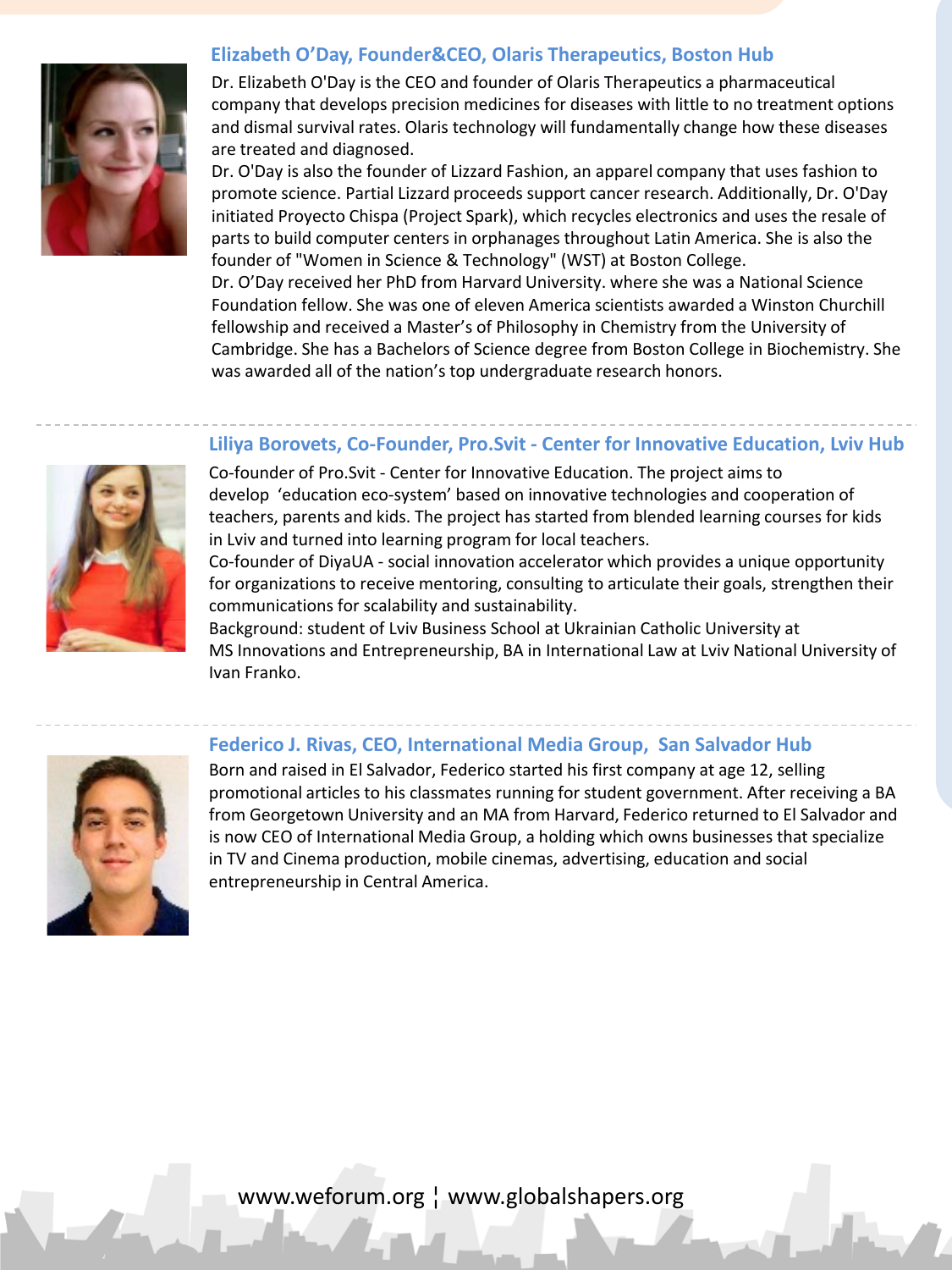### Elizabeth O'Day, Founder&CEO, Olaris Therapeutics, Boston Hub

Dr. Elizabeth O'Day is the CEO and founder of Olaris Therapeutics a pharmaceutical company that develops precision medicines for diseases with little to no treatment options and dismal survival rates. Olaris technology will fundamentally change how these diseases are treated and diagnosed.

Dr. O'Day is also the founder of Lizzard Fashion, an apparel company that uses fashion to promote science. Partial Lizzard proceeds support cancer research. Additionally, Dr. O'Day initiated Proyecto Chispa (Project Spark), which recycles electronics and uses the resale of parts to build computer centers in orphanages throughout Latin America. She is also the founder of "Women in Science & Technology" (WST) at Boston College.

Dr. O'Day received her PhD from Harvard University. where she was a National Science Foundation fellow. She was one of eleven America scientists awarded a Winston Churchill fellowship and received a Master's of Philosophy in Chemistry from the University of Cambridge. She has a Bachelors of Science degree from Boston College in Biochemistry. She was awarded all of the nation's top undergraduate research honors.

---

### Liliya Borovets, Co-Founder, Pro.Svit - Center for Innovative Education, Lviv Hub

Co-founder of Pro.Svit - Center for Innovative Education. The project aims to develop 'education eco-system' based on innovative technologies and cooperation of teachers, parents and kids. The project has started from blended learning courses for kids in Lviv and turned into learning program for local teachers.

Co-founder of DiyaUA - social innovation accelerator which provides a unique opportunity for organizations to receive mentoring, consulting to articulate their goals, strengthen their communications for scalability and sustainability.

Background: student of Lviv Business School at Ukrainian Catholic University at MS Innovations and Entrepreneurship, BA in International Law at Lviv National University of Ivan Franko.

---

### Federico J. Rivas, CEO, International Media Group, San Salvador Hub

Born and raised in El Salvador, Federico started his first company at age 12, selling promotional articles to his classmates running for student government. After receiving a BA from Georgetown University and an MA from Harvard, Federico returned to El Salvador and is now CEO of International Media Group, a holding which owns businesses that specialize in TV and Cinema production, mobile cinemas, advertising, education and social entrepreneurship in Central America.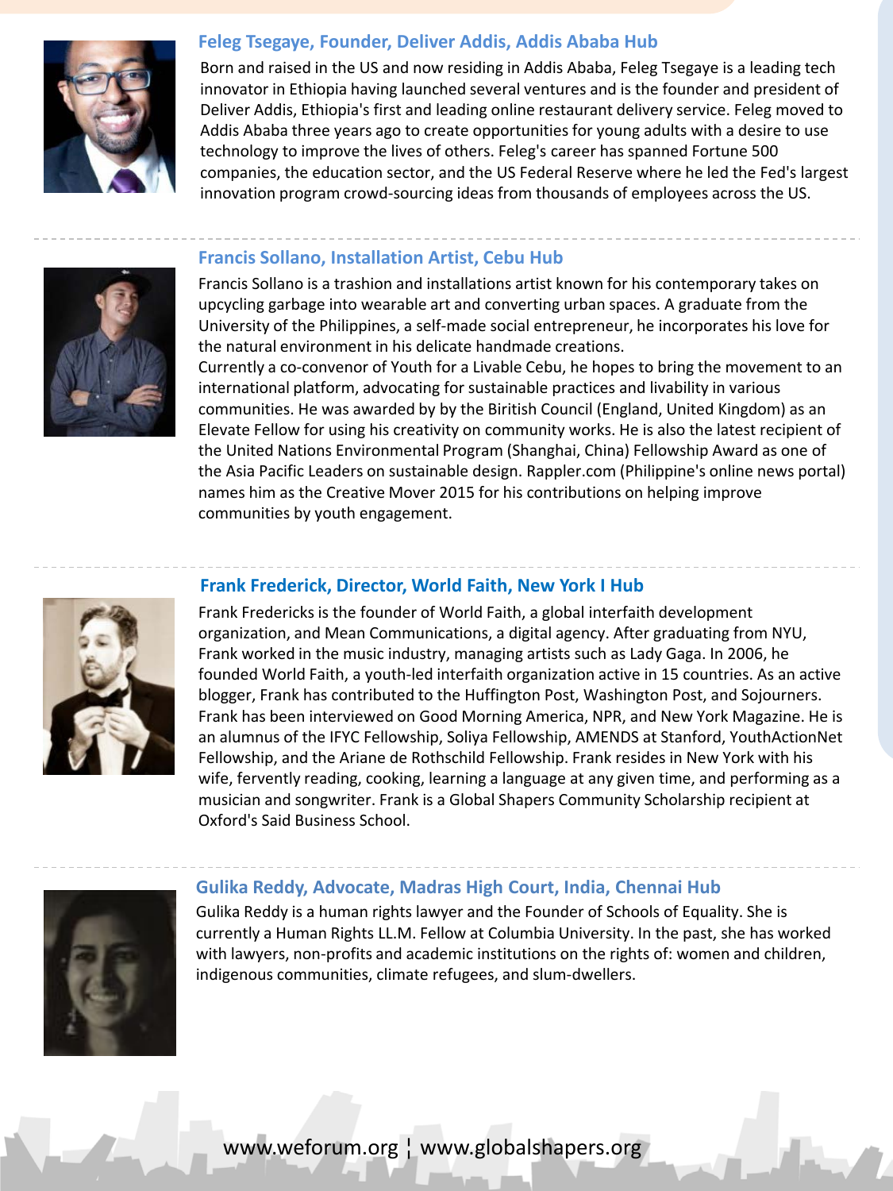### Feleg Tsegaye, Founder, Deliver Addis, Addis Ababa Hub

Born and raised in the US and now residing in Addis Ababa, Feleg Tsegaye is a leading tech innovator in Ethiopia having launched several ventures and is the founder and president of Deliver Addis, Ethiopia's first and leading online restaurant delivery service. Feleg moved to Addis Ababa three years ago to create opportunities for young adults with a desire to use technology to improve the lives of others. Feleg's career has spanned Fortune 500 companies, the education sector, and the US Federal Reserve where he led the Fed's largest innovation program crowd-sourcing ideas from thousands of employees across the US.

---

### Francis Sollano, Installation Artist, Cebu Hub

Francis Sollano is a trashion and installations artist known for his contemporary takes on upcycling garbage into wearable art and converting urban spaces. A graduate from the University of the Philippines, a self-made social entrepreneur, he incorporates his love for the natural environment in his delicate handmade creations.

Currently a co-convenor of Youth for a Livable Cebu, he hopes to bring the movement to an international platform, advocating for sustainable practices and livability in various communities. He was awarded by by the Biritish Council (England, United Kingdom) as an Elevate Fellow for using his creativity on community works. He is also the latest recipient of the United Nations Environmental Program (Shanghai, China) Fellowship Award as one of the Asia Pacific Leaders on sustainable design. Rappler.com (Philippine's online news portal) names him as the Creative Mover 2015 for his contributions on helping improve communities by youth engagement.

---

### Frank Frederick, Director, World Faith, New York I Hub

Frank Fredericks is the founder of World Faith, a global interfaith development organization, and Mean Communications, a digital agency. After graduating from NYU, Frank worked in the music industry, managing artists such as Lady Gaga. In 2006, he founded World Faith, a youth-led interfaith organization active in 15 countries. As an active blogger, Frank has contributed to the Huffington Post, Washington Post, and Sojourners. Frank has been interviewed on Good Morning America, NPR, and New York Magazine. He is an alumnus of the IFYC Fellowship, Soliya Fellowship, AMENDS at Stanford, YouthActionNet Fellowship, and the Ariane de Rothschild Fellowship. Frank resides in New York with his wife, fervently reading, cooking, learning a language at any given time, and performing as a musician and songwriter. Frank is a Global Shapers Community Scholarship recipient at Oxford's Said Business School.

---

### Gulika Reddy, Advocate, Madras High Court, India, Chennai Hub

Gulika Reddy is a human rights lawyer and the Founder of Schools of Equality. She is currently a Human Rights LL.M. Fellow at Columbia University. In the past, she has worked with lawyers, non-profits and academic institutions on the rights of: women and children, indigenous communities, climate refugees, and slum-dwellers.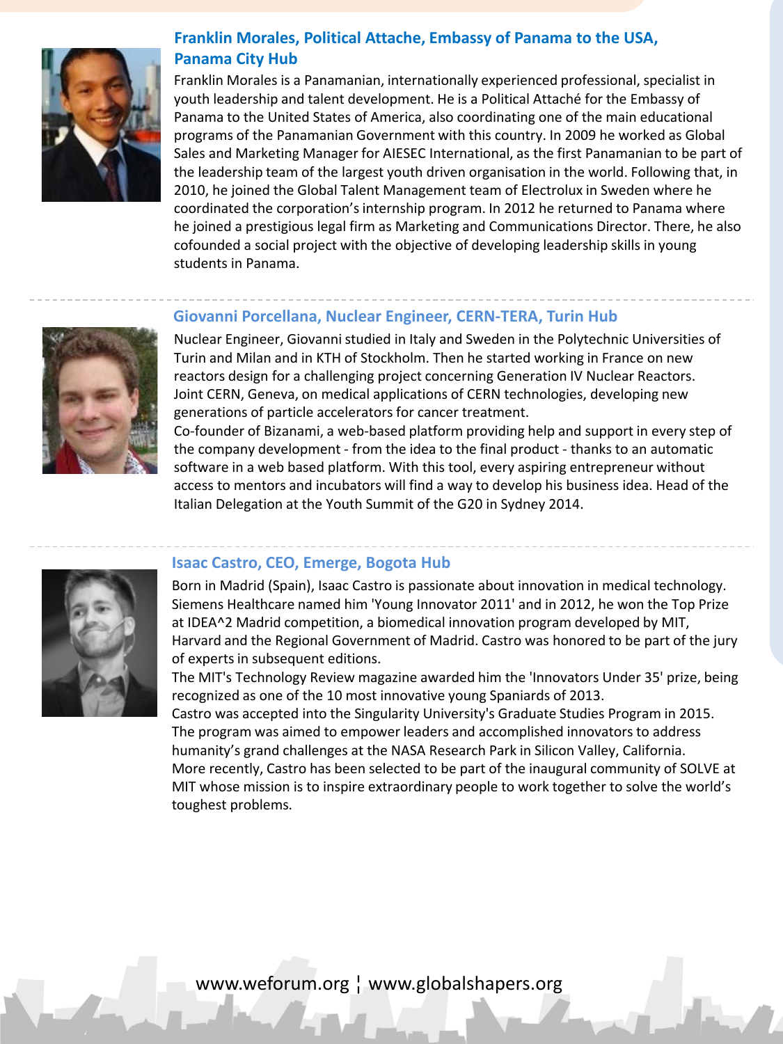### Franklin Morales, Political Attache, Embassy of Panama to the USA, Panama City Hub

Franklin Morales is a Panamanian, internationally experienced professional, specialist in youth leadership and talent development. He is a Political Attaché for the Embassy of Panama to the United States of America, also coordinating one of the main educational programs of the Panamanian Government with this country. In 2009 he worked as Global Sales and Marketing Manager for AIESEC International, as the first Panamanian to be part of the leadership team of the largest youth driven organisation in the world. Following that, in 2010, he joined the Global Talent Management team of Electrolux in Sweden where he coordinated the corporation's internship program. In 2012 he returned to Panama where he joined a prestigious legal firm as Marketing and Communications Director. There, he also cofounded a social project with the objective of developing leadership skills in young students in Panama.

---

### Giovanni Porcellana, Nuclear Engineer, CERN-TERA, Turin Hub

Nuclear Engineer, Giovanni studied in Italy and Sweden in the Polytechnic Universities of Turin and Milan and in KTH of Stockholm. Then he started working in France on new reactors design for a challenging project concerning Generation IV Nuclear Reactors. Joint CERN, Geneva, on medical applications of CERN technologies, developing new generations of particle accelerators for cancer treatment.

Co-founder of Bizanami, a web-based platform providing help and support in every step of the company development - from the idea to the final product - thanks to an automatic software in a web based platform. With this tool, every aspiring entrepreneur without access to mentors and incubators will find a way to develop his business idea. Head of the Italian Delegation at the Youth Summit of the G20 in Sydney 2014.

---

### Isaac Castro, CEO, Emerge, Bogota Hub

Born in Madrid (Spain), Isaac Castro is passionate about innovation in medical technology. Siemens Healthcare named him 'Young Innovator 2011' and in 2012, he won the Top Prize at IDEA^2 Madrid competition, a biomedical innovation program developed by MIT, Harvard and the Regional Government of Madrid. Castro was honored to be part of the jury of experts in subsequent editions.

The MIT's Technology Review magazine awarded him the 'Innovators Under 35' prize, being recognized as one of the 10 most innovative young Spaniards of 2013.

Castro was accepted into the Singularity University's Graduate Studies Program in 2015. The program was aimed to empower leaders and accomplished innovators to address humanity's grand challenges at the NASA Research Park in Silicon Valley, California.

More recently, Castro has been selected to be part of the inaugural community of SOLVE at MIT whose mission is to inspire extraordinary people to work together to solve the world's toughest problems.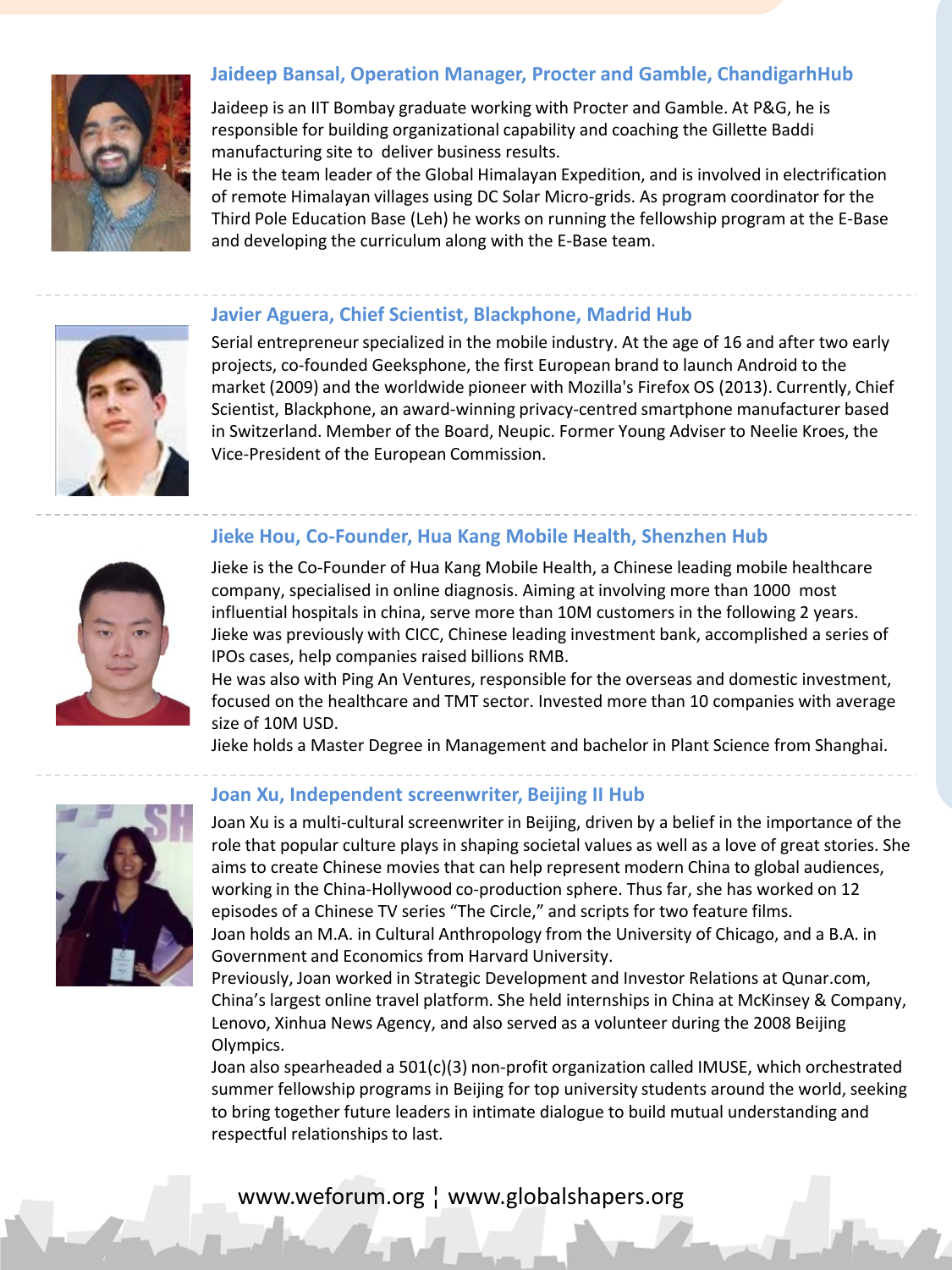### Jaideep Bansal, Operation Manager, Procter and Gamble, ChandigarhHub

Jaideep is an IIT Bombay graduate working with Procter and Gamble. At P&G, he is responsible for building organizational capability and coaching the Gillette Baddi manufacturing site to deliver business results.
He is the team leader of the Global Himalayan Expedition, and is involved in electrification of remote Himalayan villages using DC Solar Micro-grids. As program coordinator for the Third Pole Education Base (Leh) he works on running the fellowship program at the E-Base and developing the curriculum along with the E-Base team.

---

### Javier Aguera, Chief Scientist, Blackphone, Madrid Hub

Serial entrepreneur specialized in the mobile industry. At the age of 16 and after two early projects, co-founded Geeksphone, the first European brand to launch Android to the market (2009) and the worldwide pioneer with Mozilla's Firefox OS (2013). Currently, Chief Scientist, Blackphone, an award-winning privacy-centred smartphone manufacturer based in Switzerland. Member of the Board, Neupic. Former Young Adviser to Neelie Kroes, the Vice-President of the European Commission.

---

### Jieke Hou, Co-Founder, Hua Kang Mobile Health, Shenzhen Hub

Jieke is the Co-Founder of Hua Kang Mobile Health, a Chinese leading mobile healthcare company, specialised in online diagnosis. Aiming at involving more than 1000 most influential hospitals in china, serve more than 10M customers in the following 2 years.
Jieke was previously with CICC, Chinese leading investment bank, accomplished a series of IPOs cases, help companies raised billions RMB.
He was also with Ping An Ventures, responsible for the overseas and domestic investment, focused on the healthcare and TMT sector. Invested more than 10 companies with average size of 10M USD.
Jieke holds a Master Degree in Management and bachelor in Plant Science from Shanghai.

---

### Joan Xu, Independent screenwriter, Beijing II Hub

Joan Xu is a multi-cultural screenwriter in Beijing, driven by a belief in the importance of the role that popular culture plays in shaping societal values as well as a love of great stories. She aims to create Chinese movies that can help represent modern China to global audiences, working in the China-Hollywood co-production sphere. Thus far, she has worked on 12 episodes of a Chinese TV series "The Circle," and scripts for two feature films.
Joan holds an M.A. in Cultural Anthropology from the University of Chicago, and a B.A. in Government and Economics from Harvard University.
Previously, Joan worked in Strategic Development and Investor Relations at Qunar.com, China's largest online travel platform. She held internships in China at McKinsey & Company, Lenovo, Xinhua News Agency, and also served as a volunteer during the 2008 Beijing Olympics.
Joan also spearheaded a 501(c)(3) non-profit organization called IMUSE, which orchestrated summer fellowship programs in Beijing for top university students around the world, seeking to bring together future leaders in intimate dialogue to build mutual understanding and respectful relationships to last.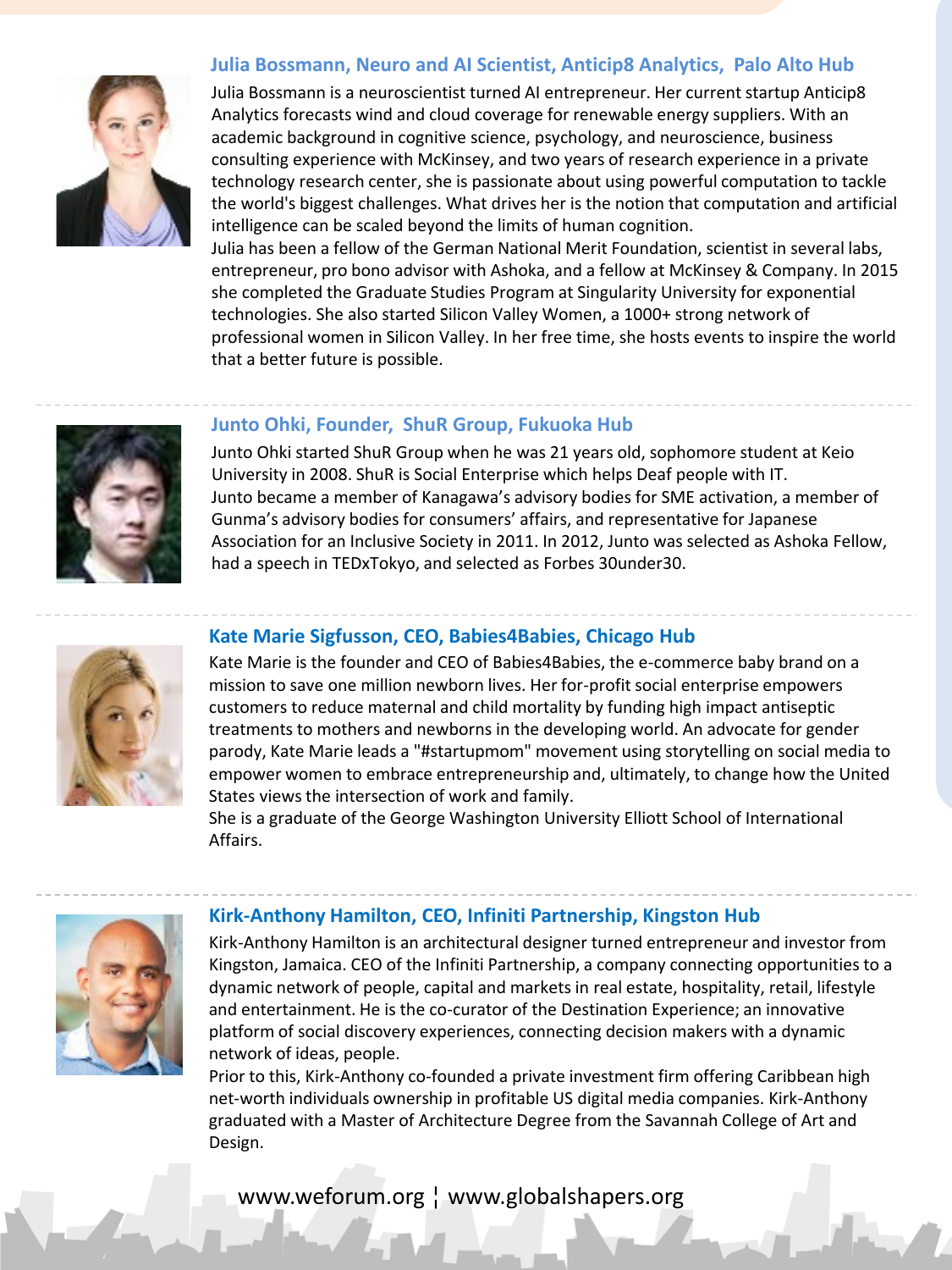### Julia Bossmann, Neuro and AI Scientist, Anticip8 Analytics, Palo Alto Hub

Julia Bossmann is a neuroscientist turned AI entrepreneur. Her current startup Anticip8 Analytics forecasts wind and cloud coverage for renewable energy suppliers. With an academic background in cognitive science, psychology, and neuroscience, business consulting experience with McKinsey, and two years of research experience in a private technology research center, she is passionate about using powerful computation to tackle the world's biggest challenges. What drives her is the notion that computation and artificial intelligence can be scaled beyond the limits of human cognition.

Julia has been a fellow of the German National Merit Foundation, scientist in several labs, entrepreneur, pro bono advisor with Ashoka, and a fellow at McKinsey & Company. In 2015 she completed the Graduate Studies Program at Singularity University for exponential technologies. She also started Silicon Valley Women, a 1000+ strong network of professional women in Silicon Valley. In her free time, she hosts events to inspire the world that a better future is possible.

---

### Junto Ohki, Founder, ShuR Group, Fukuoka Hub

Junto Ohki started ShuR Group when he was 21 years old, sophomore student at Keio University in 2008. ShuR is Social Enterprise which helps Deaf people with IT.

Junto became a member of Kanagawa's advisory bodies for SME activation, a member of Gunma's advisory bodies for consumers' affairs, and representative for Japanese Association for an Inclusive Society in 2011. In 2012, Junto was selected as Ashoka Fellow, had a speech in TEDxTokyo, and selected as Forbes 30under30.

---

### Kate Marie Sigfusson, CEO, Babies4Babies, Chicago Hub

Kate Marie is the founder and CEO of Babies4Babies, the e-commerce baby brand on a mission to save one million newborn lives. Her for-profit social enterprise empowers customers to reduce maternal and child mortality by funding high impact antiseptic treatments to mothers and newborns in the developing world. An advocate for gender parody, Kate Marie leads a "#startupmom" movement using storytelling on social media to empower women to embrace entrepreneurship and, ultimately, to change how the United States views the intersection of work and family.

She is a graduate of the George Washington University Elliott School of International Affairs.

---

### Kirk-Anthony Hamilton, CEO, Infiniti Partnership, Kingston Hub

Kirk-Anthony Hamilton is an architectural designer turned entrepreneur and investor from Kingston, Jamaica. CEO of the Infiniti Partnership, a company connecting opportunities to a dynamic network of people, capital and markets in real estate, hospitality, retail, lifestyle and entertainment. He is the co-curator of the Destination Experience; an innovative platform of social discovery experiences, connecting decision makers with a dynamic network of ideas, people.

Prior to this, Kirk-Anthony co-founded a private investment firm offering Caribbean high net-worth individuals ownership in profitable US digital media companies. Kirk-Anthony graduated with a Master of Architecture Degree from the Savannah College of Art and Design.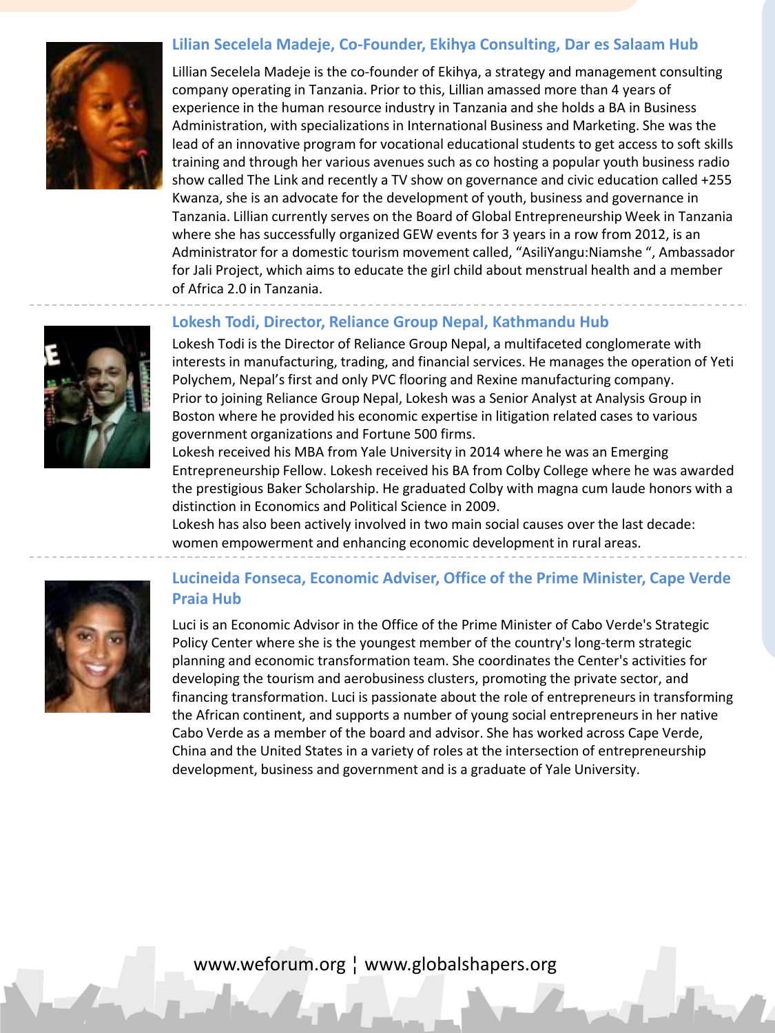### Lilian Secelela Madeje, Co-Founder, Ekihya Consulting, Dar es Salaam Hub

Lillian Secelela Madeje is the co-founder of Ekihya, a strategy and management consulting company operating in Tanzania. Prior to this, Lillian amassed more than 4 years of experience in the human resource industry in Tanzania and she holds a BA in Business Administration, with specializations in International Business and Marketing. She was the lead of an innovative program for vocational educational students to get access to soft skills training and through her various avenues such as co hosting a popular youth business radio show called The Link and recently a TV show on governance and civic education called +255 Kwanza, she is an advocate for the development of youth, business and governance in Tanzania. Lillian currently serves on the Board of Global Entrepreneurship Week in Tanzania where she has successfully organized GEW events for 3 years in a row from 2012, is an Administrator for a domestic tourism movement called, "AsiliYangu:Niamshe ", Ambassador for Jali Project, which aims to educate the girl child about menstrual health and a member of Africa 2.0 in Tanzania.

---

### Lokesh Todi, Director, Reliance Group Nepal, Kathmandu Hub

Lokesh Todi is the Director of Reliance Group Nepal, a multifaceted conglomerate with interests in manufacturing, trading, and financial services. He manages the operation of Yeti Polychem, Nepal's first and only PVC flooring and Rexine manufacturing company.

Prior to joining Reliance Group Nepal, Lokesh was a Senior Analyst at Analysis Group in Boston where he provided his economic expertise in litigation related cases to various government organizations and Fortune 500 firms.

Lokesh received his MBA from Yale University in 2014 where he was an Emerging Entrepreneurship Fellow. Lokesh received his BA from Colby College where he was awarded the prestigious Baker Scholarship. He graduated Colby with magna cum laude honors with a distinction in Economics and Political Science in 2009.

Lokesh has also been actively involved in two main social causes over the last decade: women empowerment and enhancing economic development in rural areas.

---

### Lucineida Fonseca, Economic Adviser, Office of the Prime Minister, Cape Verde Praia Hub

Luci is an Economic Advisor in the Office of the Prime Minister of Cabo Verde's Strategic Policy Center where she is the youngest member of the country's long-term strategic planning and economic transformation team. She coordinates the Center's activities for developing the tourism and aerobusiness clusters, promoting the private sector, and financing transformation. Luci is passionate about the role of entrepreneurs in transforming the African continent, and supports a number of young social entrepreneurs in her native Cabo Verde as a member of the board and advisor. She has worked across Cape Verde, China and the United States in a variety of roles at the intersection of entrepreneurship development, business and government and is a graduate of Yale University.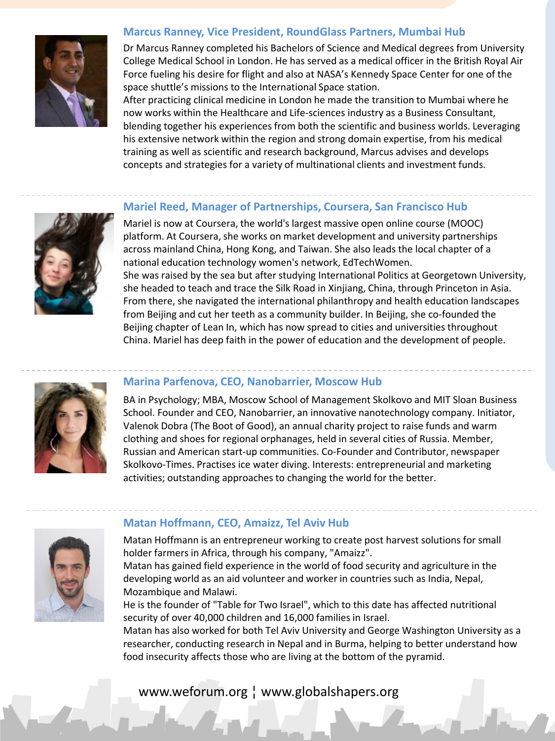### Marcus Ranney, Vice President, RoundGlass Partners, Mumbai Hub

Dr Marcus Ranney completed his Bachelors of Science and Medical degrees from University College Medical School in London. He has served as a medical officer in the British Royal Air Force fueling his desire for flight and also at NASA's Kennedy Space Center for one of the space shuttle's missions to the International Space station.

After practicing clinical medicine in London he made the transition to Mumbai where he now works within the Healthcare and Life-sciences industry as a Business Consultant, blending together his experiences from both the scientific and business worlds. Leveraging his extensive network within the region and strong domain expertise, from his medical training as well as scientific and research background, Marcus advises and develops concepts and strategies for a variety of multinational clients and investment funds.

---

### Mariel Reed, Manager of Partnerships, Coursera, San Francisco Hub

Mariel is now at Coursera, the world's largest massive open online course (MOOC) platform. At Coursera, she works on market development and university partnerships across mainland China, Hong Kong, and Taiwan. She also leads the local chapter of a national education technology women's network, EdTechWomen.

She was raised by the sea but after studying International Politics at Georgetown University, she headed to teach and trace the Silk Road in Xinjiang, China, through Princeton in Asia. From there, she navigated the international philanthropy and health education landscapes from Beijing and cut her teeth as a community builder. In Beijing, she co-founded the Beijing chapter of Lean In, which has now spread to cities and universities throughout China. Mariel has deep faith in the power of education and the development of people.

---

### Marina Parfenova, CEO, Nanobarrier, Moscow Hub

BA in Psychology; MBA, Moscow School of Management Skolkovo and MIT Sloan Business School. Founder and CEO, Nanobarrier, an innovative nanotechnology company. Initiator, Valenok Dobra (The Boot of Good), an annual charity project to raise funds and warm clothing and shoes for regional orphanages, held in several cities of Russia. Member, Russian and American start-up communities. Co-Founder and Contributor, newspaper Skolkovo-Times. Practises ice water diving. Interests: entrepreneurial and marketing activities; outstanding approaches to changing the world for the better.

---

### Matan Hoffmann, CEO, Amaizz, Tel Aviv Hub

Matan Hoffmann is an entrepreneur working to create post harvest solutions for small holder farmers in Africa, through his company, "Amaizz".

Matan has gained field experience in the world of food security and agriculture in the developing world as an aid volunteer and worker in countries such as India, Nepal, Mozambique and Malawi.

He is the founder of "Table for Two Israel", which to this date has affected nutritional security of over 40,000 children and 16,000 families in Israel.

Matan has also worked for both Tel Aviv University and George Washington University as a researcher, conducting research in Nepal and in Burma, helping to better understand how food insecurity affects those who are living at the bottom of the pyramid.

www.weforum.org ¦ www.globalshapers.org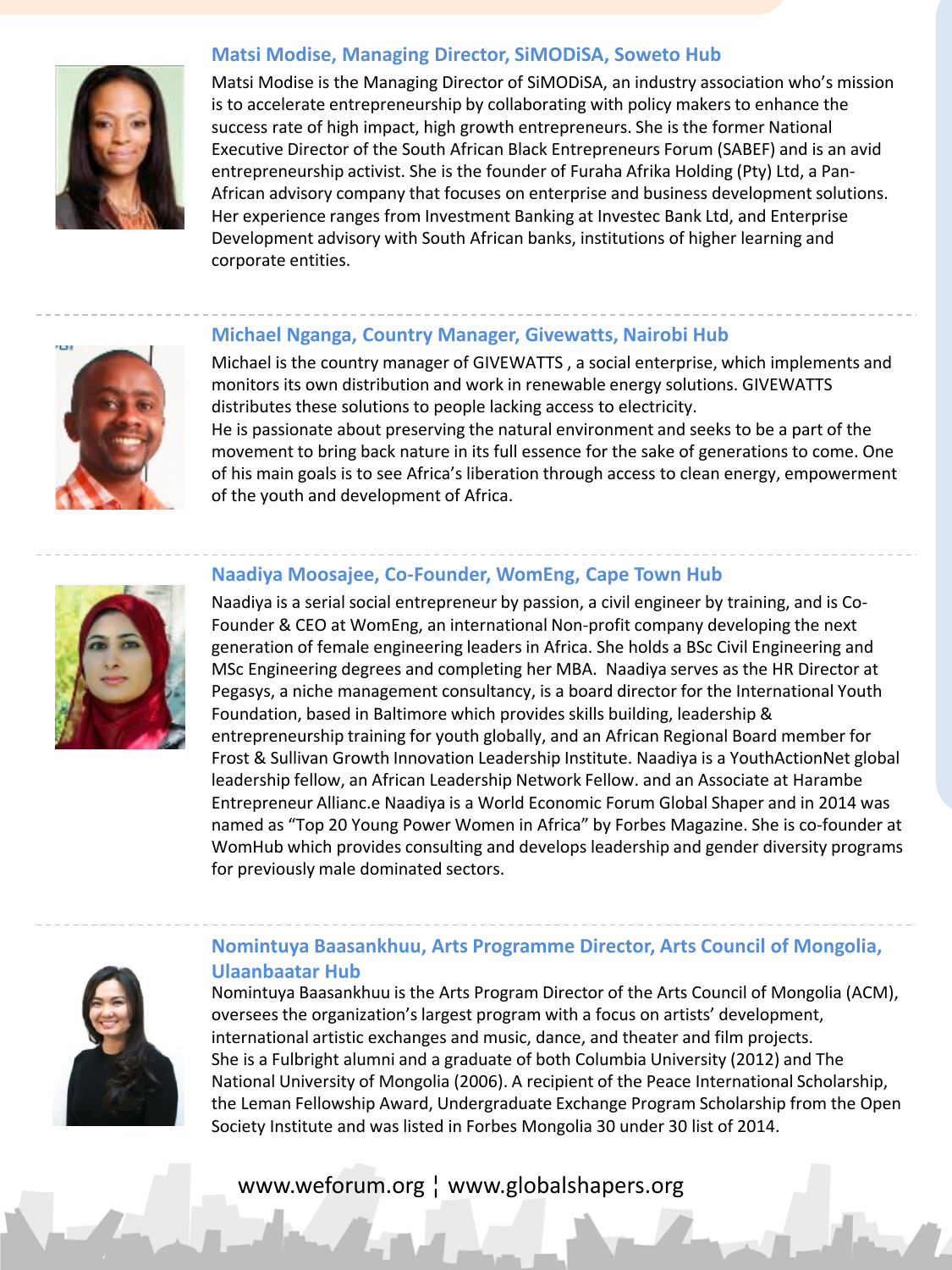### Matsi Modise, Managing Director, SiMODiSA, Soweto Hub

Matsi Modise is the Managing Director of SiMODiSA, an industry association who's mission is to accelerate entrepreneurship by collaborating with policy makers to enhance the success rate of high impact, high growth entrepreneurs. She is the former National Executive Director of the South African Black Entrepreneurs Forum (SABEF) and is an avid entrepreneurship activist. She is the founder of Furaha Afrika Holding (Pty) Ltd, a Pan-African advisory company that focuses on enterprise and business development solutions. Her experience ranges from Investment Banking at Investec Bank Ltd, and Enterprise Development advisory with South African banks, institutions of higher learning and corporate entities.

### Michael Nganga, Country Manager, Givewatts, Nairobi Hub

Michael is the country manager of GIVEWATTS , a social enterprise, which implements and monitors its own distribution and work in renewable energy solutions. GIVEWATTS distributes these solutions to people lacking access to electricity.
He is passionate about preserving the natural environment and seeks to be a part of the movement to bring back nature in its full essence for the sake of generations to come. One of his main goals is to see Africa's liberation through access to clean energy, empowerment of the youth and development of Africa.

### Naadiya Moosajee, Co-Founder, WomEng, Cape Town Hub

Naadiya is a serial social entrepreneur by passion, a civil engineer by training, and is Co-Founder & CEO at WomEng, an international Non-profit company developing the next generation of female engineering leaders in Africa. She holds a BSc Civil Engineering and MSc Engineering degrees and completing her MBA. Naadiya serves as the HR Director at Pegasys, a niche management consultancy, is a board director for the International Youth Foundation, based in Baltimore which provides skills building, leadership & entrepreneurship training for youth globally, and an African Regional Board member for Frost & Sullivan Growth Innovation Leadership Institute. Naadiya is a YouthActionNet global leadership fellow, an African Leadership Network Fellow. and an Associate at Harambe Entrepreneur Allianc.e Naadiya is a World Economic Forum Global Shaper and in 2014 was named as "Top 20 Young Power Women in Africa" by Forbes Magazine. She is co-founder at WomHub which provides consulting and develops leadership and gender diversity programs for previously male dominated sectors.

### Nomintuya Baasankhuu, Arts Programme Director, Arts Council of Mongolia, Ulaanbaatar Hub

Nomintuya Baasankhuu is the Arts Program Director of the Arts Council of Mongolia (ACM), oversees the organization's largest program with a focus on artists' development, international artistic exchanges and music, dance, and theater and film projects.
She is a Fulbright alumni and a graduate of both Columbia University (2012) and The National University of Mongolia (2006). A recipient of the Peace International Scholarship, the Leman Fellowship Award, Undergraduate Exchange Program Scholarship from the Open Society Institute and was listed in Forbes Mongolia 30 under 30 list of 2014.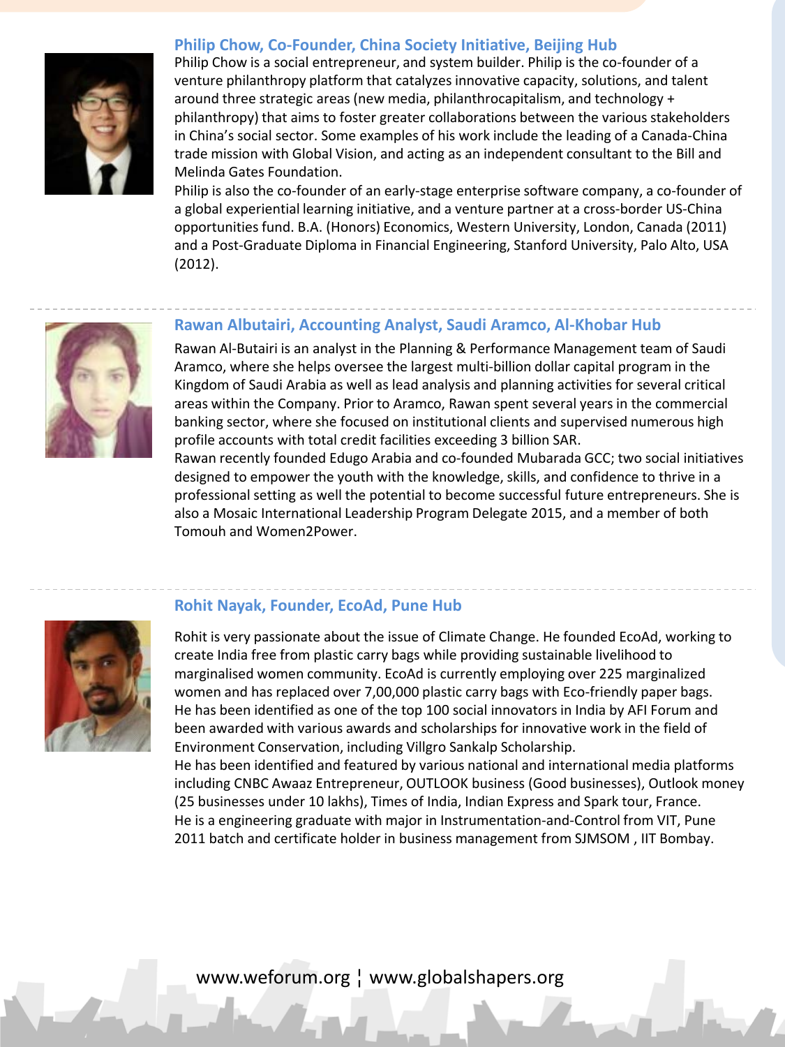### Philip Chow, Co-Founder, China Society Initiative, Beijing Hub

Philip Chow is a social entrepreneur, and system builder. Philip is the co-founder of a venture philanthropy platform that catalyzes innovative capacity, solutions, and talent around three strategic areas (new media, philanthrocapitalism, and technology + philanthropy) that aims to foster greater collaborations between the various stakeholders in China's social sector. Some examples of his work include the leading of a Canada-China trade mission with Global Vision, and acting as an independent consultant to the Bill and Melinda Gates Foundation.

Philip is also the co-founder of an early-stage enterprise software company, a co-founder of a global experiential learning initiative, and a venture partner at a cross-border US-China opportunities fund. B.A. (Honors) Economics, Western University, London, Canada (2011) and a Post-Graduate Diploma in Financial Engineering, Stanford University, Palo Alto, USA (2012).

---

### Rawan Albutairi, Accounting Analyst, Saudi Aramco, Al-Khobar Hub

Rawan Al-Butairi is an analyst in the Planning & Performance Management team of Saudi Aramco, where she helps oversee the largest multi-billion dollar capital program in the Kingdom of Saudi Arabia as well as lead analysis and planning activities for several critical areas within the Company. Prior to Aramco, Rawan spent several years in the commercial banking sector, where she focused on institutional clients and supervised numerous high profile accounts with total credit facilities exceeding 3 billion SAR.

Rawan recently founded Edugo Arabia and co-founded Mubarada GCC; two social initiatives designed to empower the youth with the knowledge, skills, and confidence to thrive in a professional setting as well the potential to become successful future entrepreneurs. She is also a Mosaic International Leadership Program Delegate 2015, and a member of both Tomouh and Women2Power.

---

### Rohit Nayak, Founder, EcoAd, Pune Hub

Rohit is very passionate about the issue of Climate Change. He founded EcoAd, working to create India free from plastic carry bags while providing sustainable livelihood to marginalised women community. EcoAd is currently employing over 225 marginalized women and has replaced over 7,00,000 plastic carry bags with Eco-friendly paper bags. He has been identified as one of the top 100 social innovators in India by AFI Forum and been awarded with various awards and scholarships for innovative work in the field of Environment Conservation, including Villgro Sankalp Scholarship.

He has been identified and featured by various national and international media platforms including CNBC Awaaz Entrepreneur, OUTLOOK business (Good businesses), Outlook money (25 businesses under 10 lakhs), Times of India, Indian Express and Spark tour, France.

He is a engineering graduate with major in Instrumentation-and-Control from VIT, Pune 2011 batch and certificate holder in business management from SJMSOM , IIT Bombay.

www.weforum.org ¦ www.globalshapers.org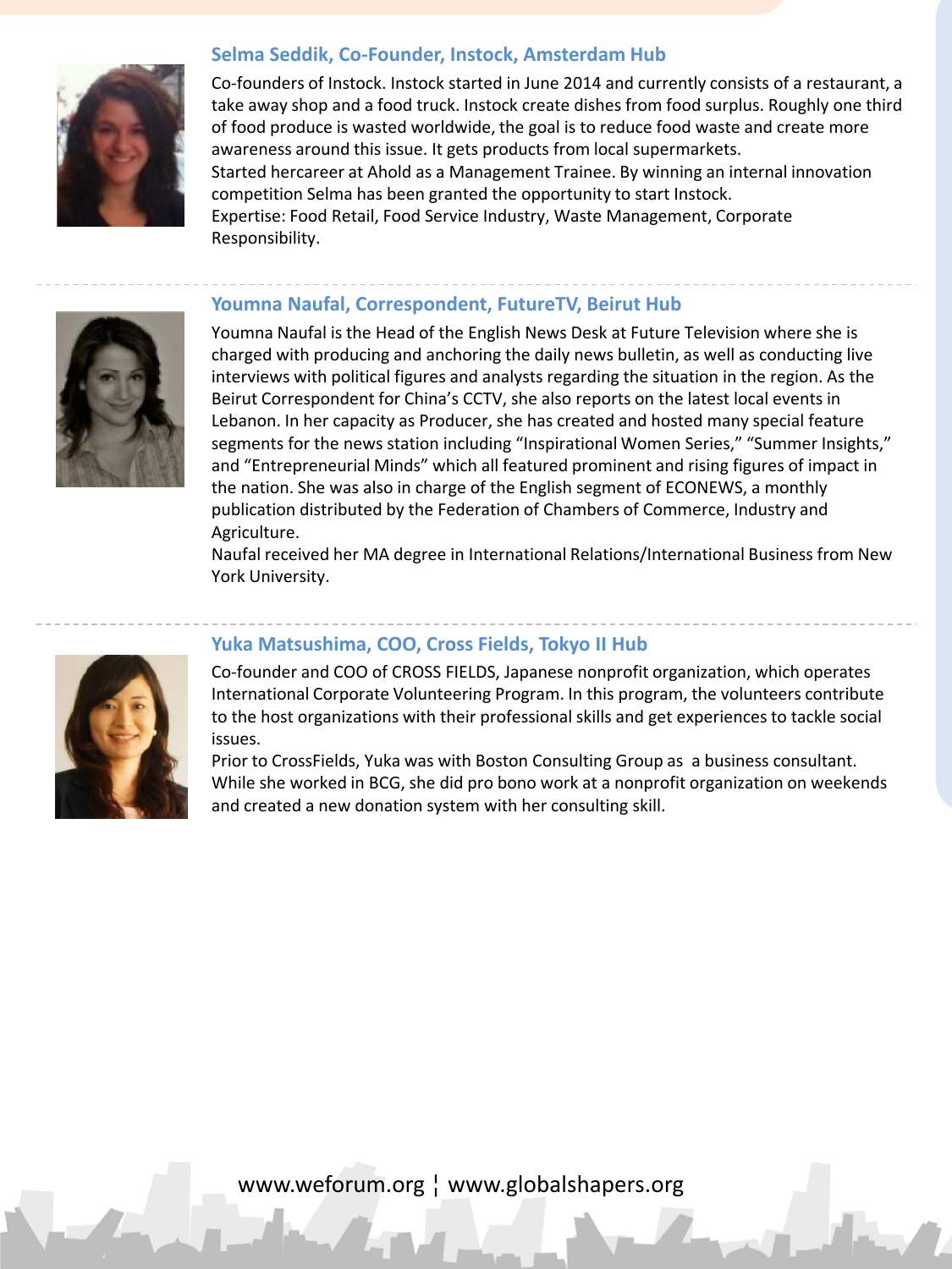### Selma Seddik, Co-Founder, Instock, Amsterdam Hub

Co-founders of Instock. Instock started in June 2014 and currently consists of a restaurant, a take away shop and a food truck. Instock create dishes from food surplus. Roughly one third of food produce is wasted worldwide, the goal is to reduce food waste and create more awareness around this issue. It gets products from local supermarkets.
Started hercareer at Ahold as a Management Trainee. By winning an internal innovation competition Selma has been granted the opportunity to start Instock.
Expertise: Food Retail, Food Service Industry, Waste Management, Corporate Responsibility.

### Youmna Naufal, Correspondent, FutureTV, Beirut Hub

Youmna Naufal is the Head of the English News Desk at Future Television where she is charged with producing and anchoring the daily news bulletin, as well as conducting live interviews with political figures and analysts regarding the situation in the region. As the Beirut Correspondent for China's CCTV, she also reports on the latest local events in Lebanon. In her capacity as Producer, she has created and hosted many special feature segments for the news station including "Inspirational Women Series," "Summer Insights," and "Entrepreneurial Minds" which all featured prominent and rising figures of impact in the nation. She was also in charge of the English segment of ECONEWS, a monthly publication distributed by the Federation of Chambers of Commerce, Industry and Agriculture.
Naufal received her MA degree in International Relations/International Business from New York University.

### Yuka Matsushima, COO, Cross Fields, Tokyo II Hub

Co-founder and COO of CROSS FIELDS, Japanese nonprofit organization, which operates International Corporate Volunteering Program. In this program, the volunteers contribute to the host organizations with their professional skills and get experiences to tackle social issues.
Prior to CrossFields, Yuka was with Boston Consulting Group as a business consultant. While she worked in BCG, she did pro bono work at a nonprofit organization on weekends and created a new donation system with her consulting skill.

www.weforum.org ¦ www.globalshapers.org